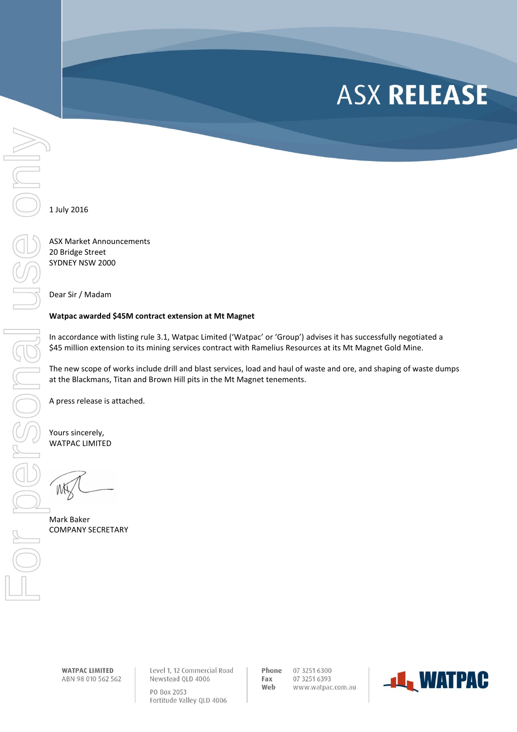# ASX RELEASE

1 July 2016

ASX Market Announcements
20 Bridge Street
SYDNEY NSW 2000

Dear Sir / Madam

**Watpac awarded $45M contract extension at Mt Magnet**

In accordance with listing rule 3.1, Watpac Limited ('Watpac' or 'Group') advises it has successfully negotiated a $45 million extension to its mining services contract with Ramelius Resources at its Mt Magnet Gold Mine.

The new scope of works include drill and blast services, load and haul of waste and ore, and shaping of waste dumps at the Blackmans, Titan and Brown Hill pits in the Mt Magnet tenements.

A press release is attached.

Yours sincerely,
WATPAC LIMITED

Mark Baker
COMPANY SECRETARY

**WATPAC LIMITED**
ABN 98 010 562 562

Level 1, 12 Commercial Road
Newstead QLD 4006

PO Box 2053
Fortitude Valley QLD 4006

**Phone** 07 3251 6300
**Fax** 07 3251 6393
**Web** www.watpac.com.au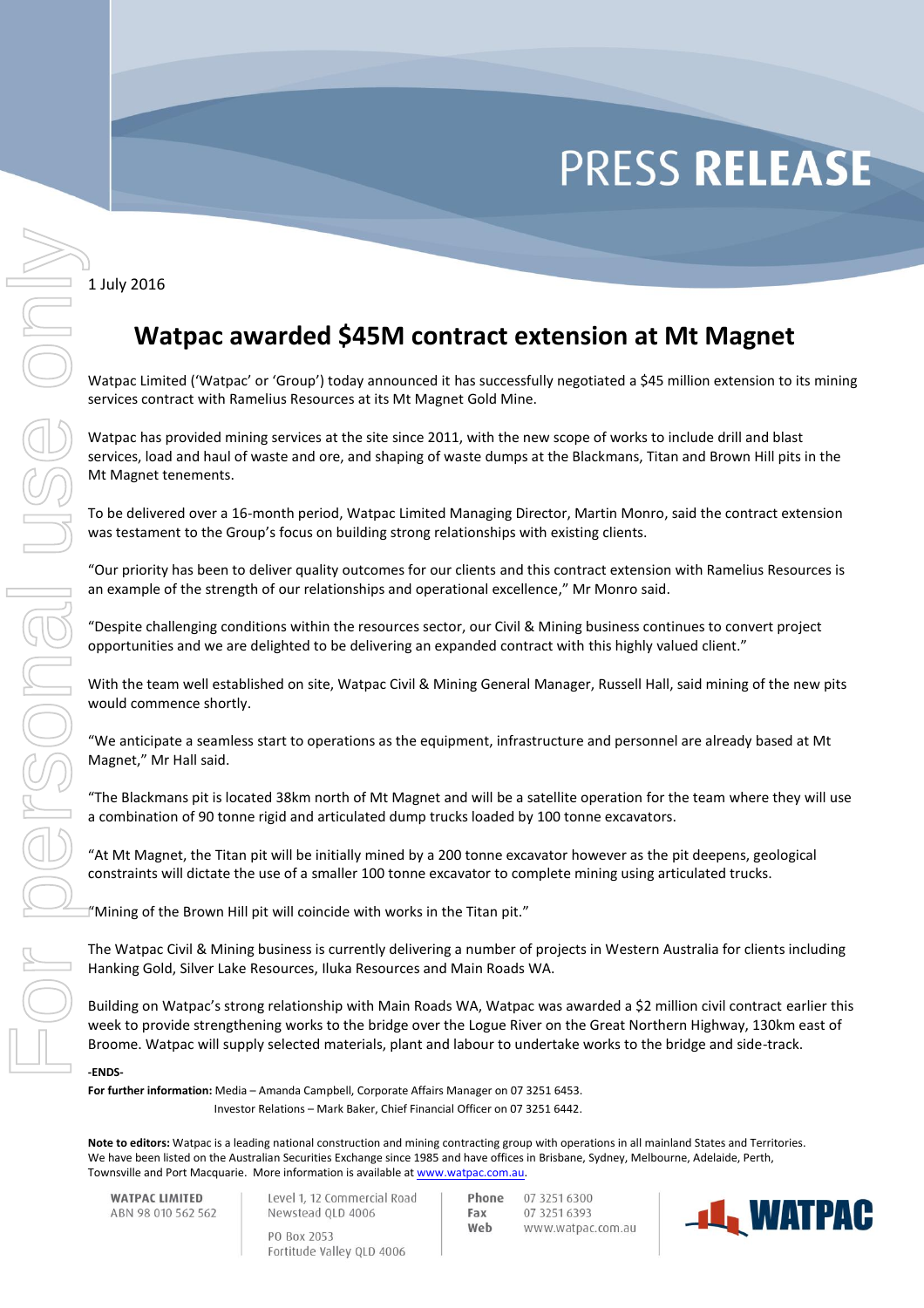# PRESS RELEASE

1 July 2016

## Watpac awarded $45M contract extension at Mt Magnet

Watpac Limited ('Watpac' or 'Group') today announced it has successfully negotiated a $45 million extension to its mining services contract with Ramelius Resources at its Mt Magnet Gold Mine.

Watpac has provided mining services at the site since 2011, with the new scope of works to include drill and blast services, load and haul of waste and ore, and shaping of waste dumps at the Blackmans, Titan and Brown Hill pits in the Mt Magnet tenements.

To be delivered over a 16-month period, Watpac Limited Managing Director, Martin Monro, said the contract extension was testament to the Group's focus on building strong relationships with existing clients.

"Our priority has been to deliver quality outcomes for our clients and this contract extension with Ramelius Resources is an example of the strength of our relationships and operational excellence," Mr Monro said.

"Despite challenging conditions within the resources sector, our Civil & Mining business continues to convert project opportunities and we are delighted to be delivering an expanded contract with this highly valued client."

With the team well established on site, Watpac Civil & Mining General Manager, Russell Hall, said mining of the new pits would commence shortly.

"We anticipate a seamless start to operations as the equipment, infrastructure and personnel are already based at Mt Magnet," Mr Hall said.

"The Blackmans pit is located 38km north of Mt Magnet and will be a satellite operation for the team where they will use a combination of 90 tonne rigid and articulated dump trucks loaded by 100 tonne excavators.

"At Mt Magnet, the Titan pit will be initially mined by a 200 tonne excavator however as the pit deepens, geological constraints will dictate the use of a smaller 100 tonne excavator to complete mining using articulated trucks.

"Mining of the Brown Hill pit will coincide with works in the Titan pit."

The Watpac Civil & Mining business is currently delivering a number of projects in Western Australia for clients including Hanking Gold, Silver Lake Resources, Iluka Resources and Main Roads WA.

Building on Watpac's strong relationship with Main Roads WA, Watpac was awarded a $2 million civil contract earlier this week to provide strengthening works to the bridge over the Logue River on the Great Northern Highway, 130km east of Broome. Watpac will supply selected materials, plant and labour to undertake works to the bridge and side-track.

**-ENDS-**

**For further information:** Media – Amanda Campbell, Corporate Affairs Manager on 07 3251 6453.
Investor Relations – Mark Baker, Chief Financial Officer on 07 3251 6442.

**Note to editors:** Watpac is a leading national construction and mining contracting group with operations in all mainland States and Territories. We have been listed on the Australian Securities Exchange since 1985 and have offices in Brisbane, Sydney, Melbourne, Adelaide, Perth, Townsville and Port Macquarie. More information is available at www.watpac.com.au.

**WATPAC LIMITED**
ABN 98 010 562 562

Level 1, 12 Commercial Road
Newstead QLD 4006

PO Box 2053
Fortitude Valley QLD 4006

**Phone** 07 3251 6300
**Fax** 07 3251 6393
**Web** www.watpac.com.au

WATPAC